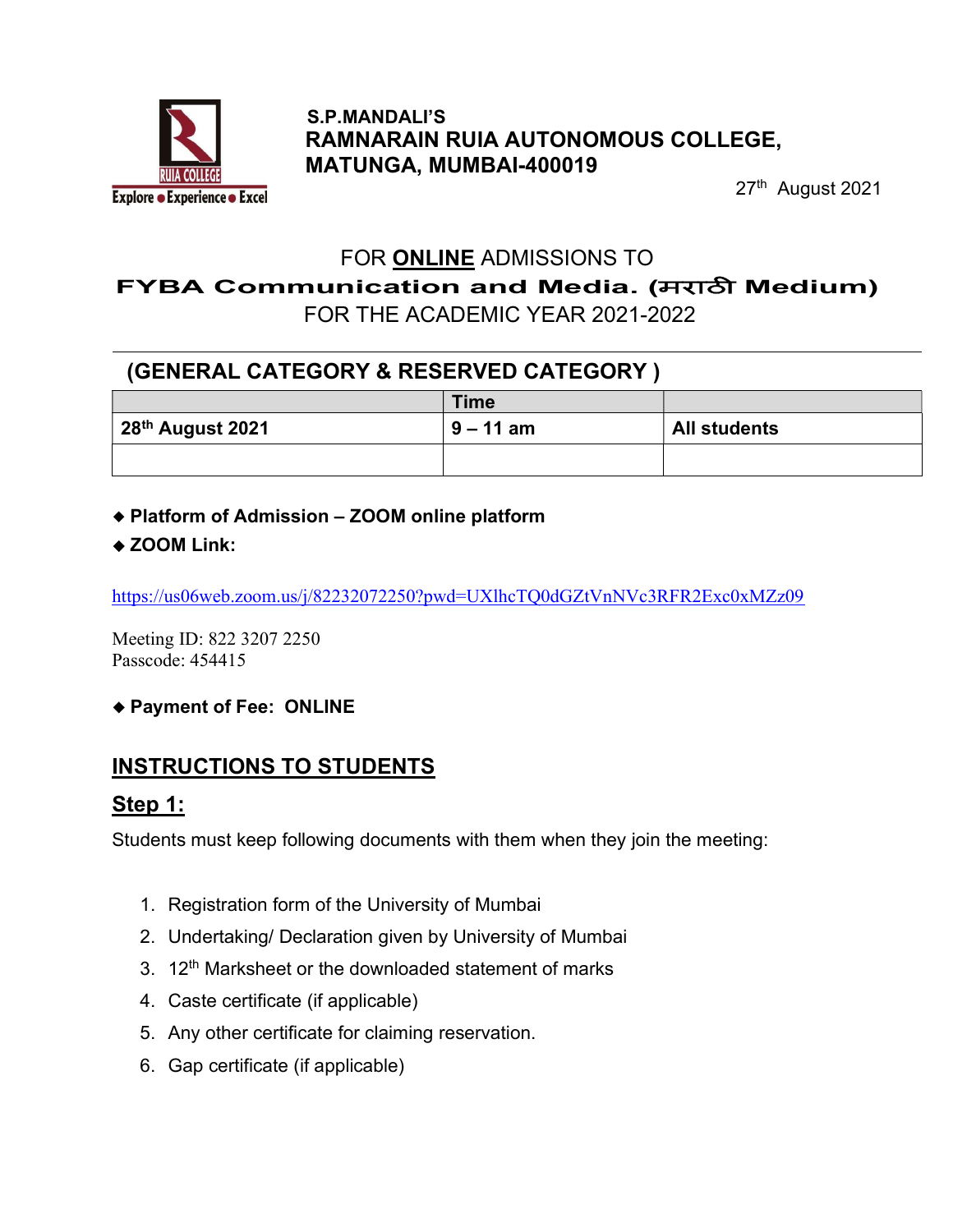S.P.MANDALI'S
**RAMNARAIN RUIA AUTONOMOUS COLLEGE, MATUNGA, MUMBAI-400019**

27th August 2021

# FOR **ONLINE** ADMISSIONS TO
# FYBA Communication and Media. (मराठी Medium)
# FOR THE ACADEMIC YEAR 2021-2022

## (GENERAL CATEGORY & RESERVED CATEGORY )

| | Time | |
|---|---|---|
| **28th August 2021** | **9 – 11 am** | **All students** |
| | | |

- **Platform of Admission – ZOOM online platform**
- **ZOOM Link:**

https://us06web.zoom.us/j/82232072250?pwd=UXlhcTQ0dGZtVnNVc3RFR2Exc0xMZz09

Meeting ID: 822 3207 2250
Passcode: 454415

- **Payment of Fee: ONLINE**

## INSTRUCTIONS TO STUDENTS

### Step 1:

Students must keep following documents with them when they join the meeting:

1. Registration form of the University of Mumbai
2. Undertaking/ Declaration given by University of Mumbai
3. 12th Marksheet or the downloaded statement of marks
4. Caste certificate (if applicable)
5. Any other certificate for claiming reservation.
6. Gap certificate (if applicable)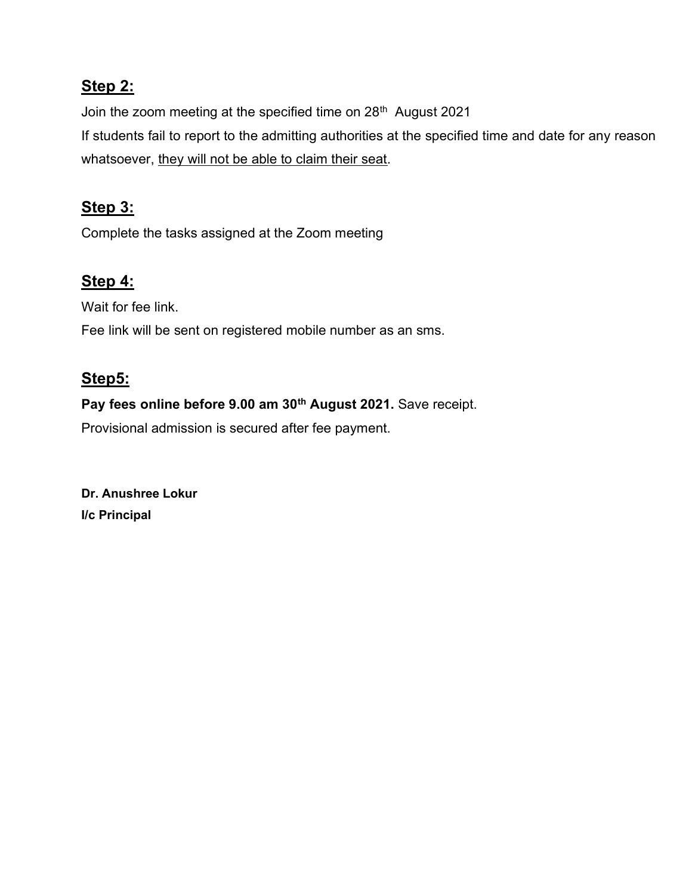## Step 2:

Join the zoom meeting at the specified time on 28th August 2021

If students fail to report to the admitting authorities at the specified time and date for any reason whatsoever, they will not be able to claim their seat.

## Step 3:

Complete the tasks assigned at the Zoom meeting

## Step 4:

Wait for fee link.

Fee link will be sent on registered mobile number as an sms.

## Step5:

**Pay fees online before 9.00 am 30th August 2021.** Save receipt.

Provisional admission is secured after fee payment.

**Dr. Anushree Lokur**
**I/c Principal**